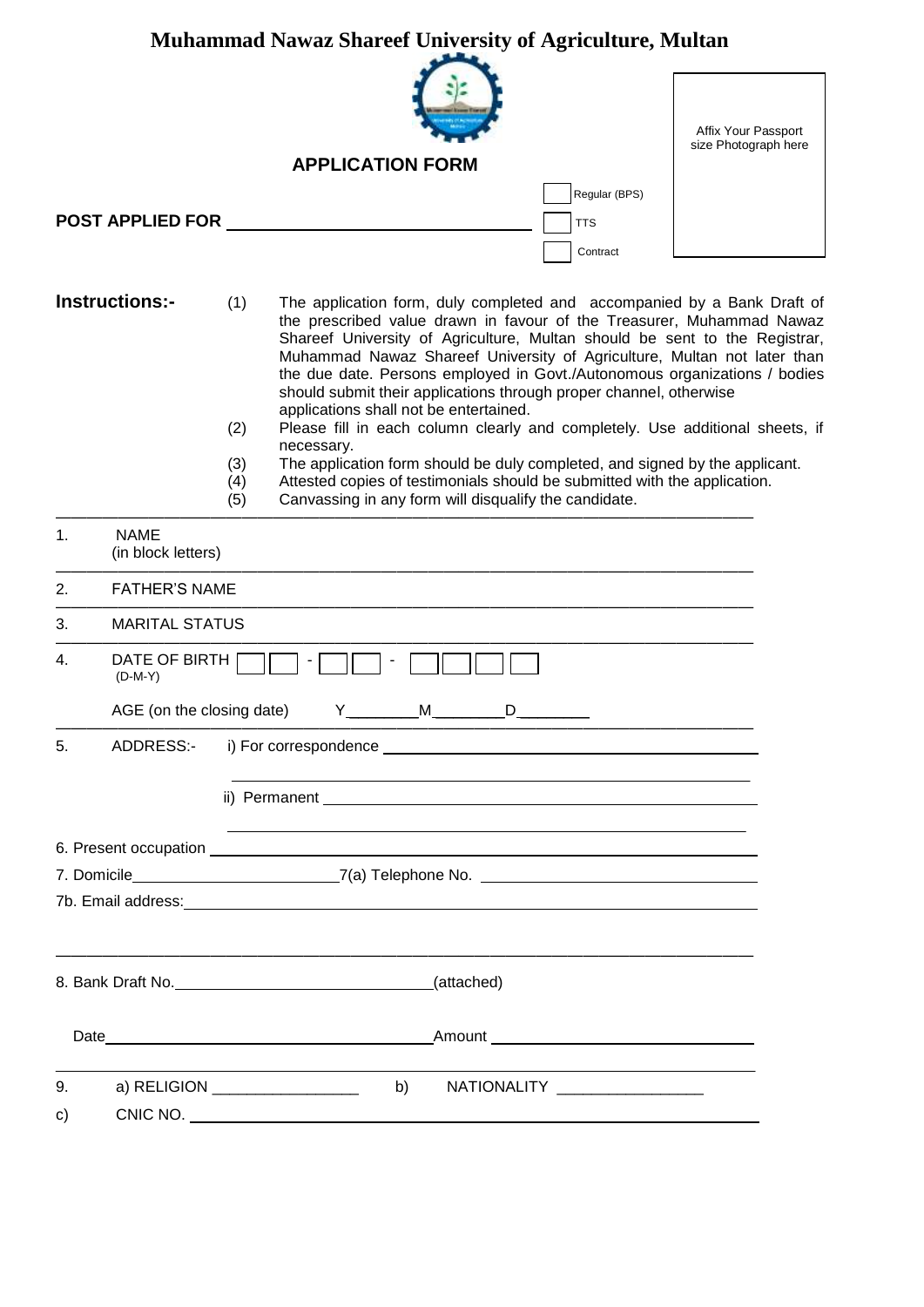# Muhammad Nawaz Shareef University of Agriculture, Multan

## APPLICATION FORM

Affix Your Passport size Photograph here

**POST APPLIED FOR** ______________________________

☐ Regular (BPS)
☐ TTS
☐ Contract

**Instructions:-**

(1) The application form, duly completed and accompanied by a Bank Draft of the prescribed value drawn in favour of the Treasurer, Muhammad Nawaz Shareef University of Agriculture, Multan should be sent to the Registrar, Muhammad Nawaz Shareef University of Agriculture, Multan not later than the due date. Persons employed in Govt./Autonomous organizations / bodies should submit their applications through proper channel, otherwise applications shall not be entertained.

(2) Please fill in each column clearly and completely. Use additional sheets, if necessary.

(3) The application form should be duly completed, and signed by the applicant.

(4) Attested copies of testimonials should be submitted with the application.

(5) Canvassing in any form will disqualify the candidate.

---

1. NAME (in block letters)

---

2. FATHER'S NAME

---

3. MARITAL STATUS

---

4. DATE OF BIRTH (D-M-Y) ☐☐ - ☐☐ - ☐☐☐☐

AGE (on the closing date) Y________ M________ D________

---

5. ADDRESS:- i) For correspondence ______________________________

______________________________

ii) Permanent ______________________________

______________________________

6. Present occupation ______________________________

7. Domicile ____________________ 7(a) Telephone No. ____________________

7b. Email address: ______________________________

---

8. Bank Draft No. ____________________ (attached)

Date ____________________ Amount ____________________

---

9. a) RELIGION ________________ b) NATIONALITY ________________

c) CNIC NO. ______________________________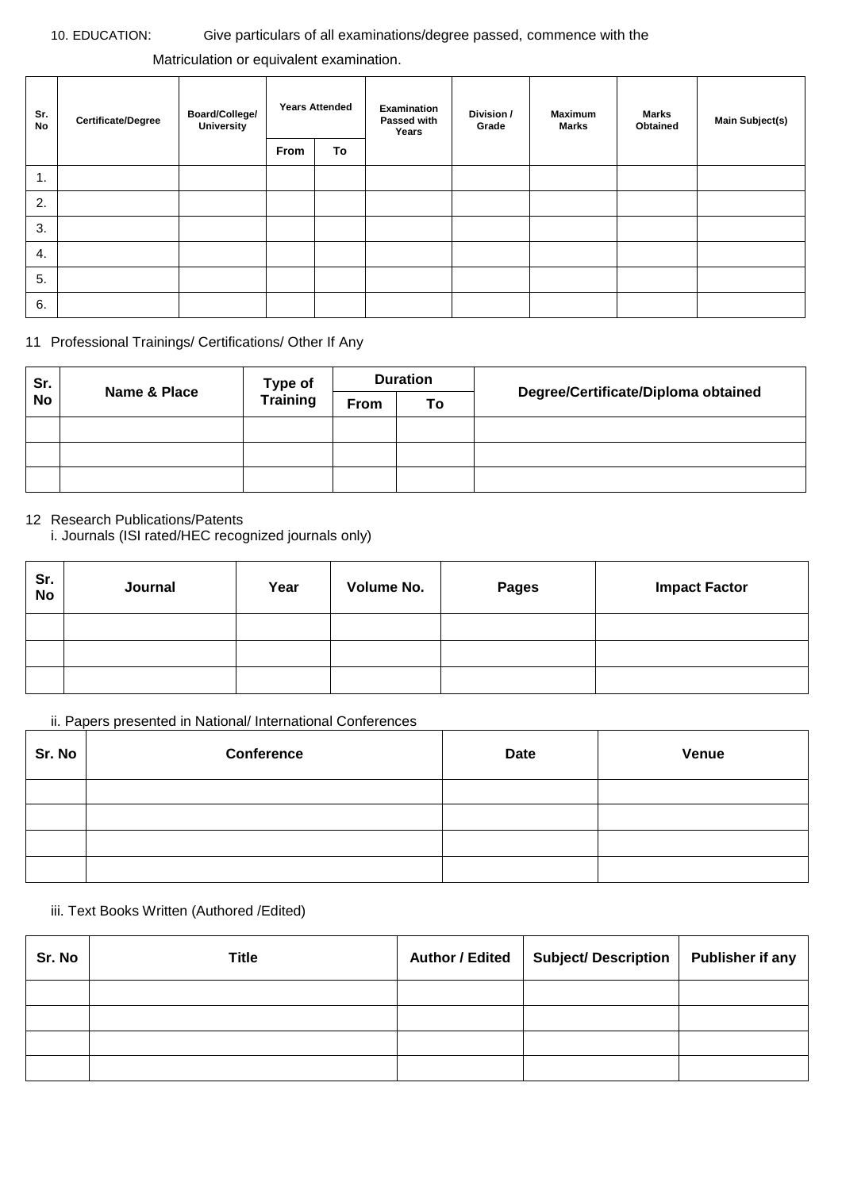10. EDUCATION: Give particulars of all examinations/degree passed, commence with the Matriculation or equivalent examination.

| Sr. No | Certificate/Degree | Board/College/ University | Years Attended | | Examination Passed with Years | Division / Grade | Maximum Marks | Marks Obtained | Main Subject(s) |
|---|---|---|---|---|---|---|---|---|---|
| | | | From | To | | | | | |
| 1. | | | | | | | | | |
| 2. | | | | | | | | | |
| 3. | | | | | | | | | |
| 4. | | | | | | | | | |
| 5. | | | | | | | | | |
| 6. | | | | | | | | | |

11 Professional Trainings/ Certifications/ Other If Any

| Sr. No | Name & Place | Type of Training | Duration | | Degree/Certificate/Diploma obtained |
|---|---|---|---|---|---|
| | | | From | To | |
| | | | | | |
| | | | | | |
| | | | | | |

12 Research Publications/Patents

i. Journals (ISI rated/HEC recognized journals only)

| Sr. No | Journal | Year | Volume No. | Pages | Impact Factor |
|---|---|---|---|---|---|
| | | | | | |
| | | | | | |
| | | | | | |

ii. Papers presented in National/ International Conferences

| Sr. No | Conference | Date | Venue |
|---|---|---|---|
| | | | |
| | | | |
| | | | |
| | | | |

iii. Text Books Written (Authored /Edited)

| Sr. No | Title | Author / Edited | Subject/ Description | Publisher if any |
|---|---|---|---|---|
| | | | | |
| | | | | |
| | | | | |
| | | | | |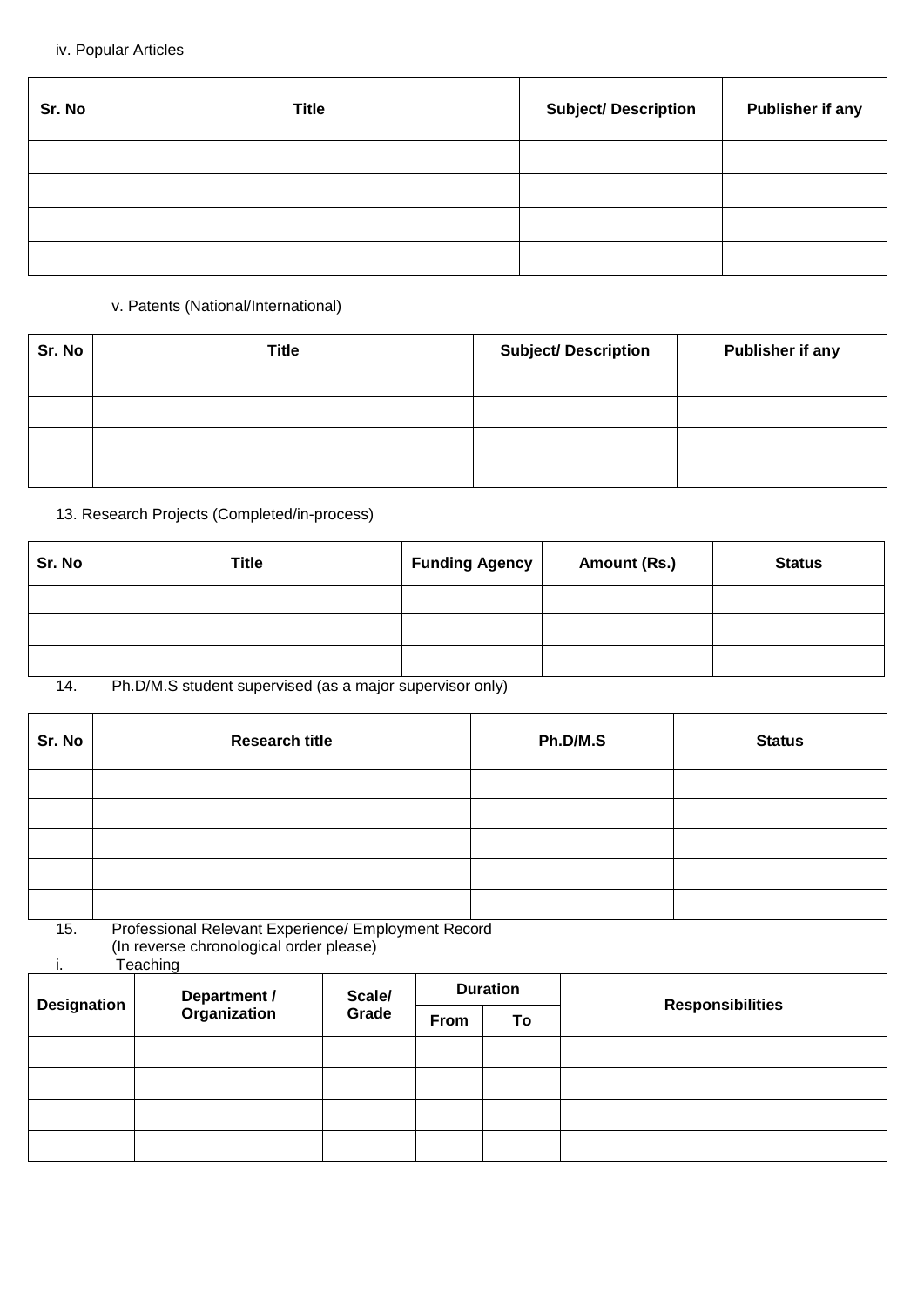iv. Popular Articles

| Sr. No | Title | Subject/ Description | Publisher if any |
|---|---|---|---|
| | | | |
| | | | |
| | | | |
| | | | |

v. Patents (National/International)

| Sr. No | Title | Subject/ Description | Publisher if any |
|---|---|---|---|
| | | | |
| | | | |
| | | | |
| | | | |

13. Research Projects (Completed/in-process)

| Sr. No | Title | Funding Agency | Amount (Rs.) | Status |
|---|---|---|---|---|
| | | | | |
| | | | | |
| | | | | |

14. Ph.D/M.S student supervised (as a major supervisor only)

| Sr. No | Research title | Ph.D/M.S | Status |
|---|---|---|---|
| | | | |
| | | | |
| | | | |
| | | | |
| | | | |

15. Professional Relevant Experience/ Employment Record
(In reverse chronological order please)

i. Teaching

| Designation | Department / Organization | Scale/ Grade | Duration | | Responsibilities |
|---|---|---|---|---|---|
| | | | From | To | |
| | | | | | |
| | | | | | |
| | | | | | |
| | | | | | |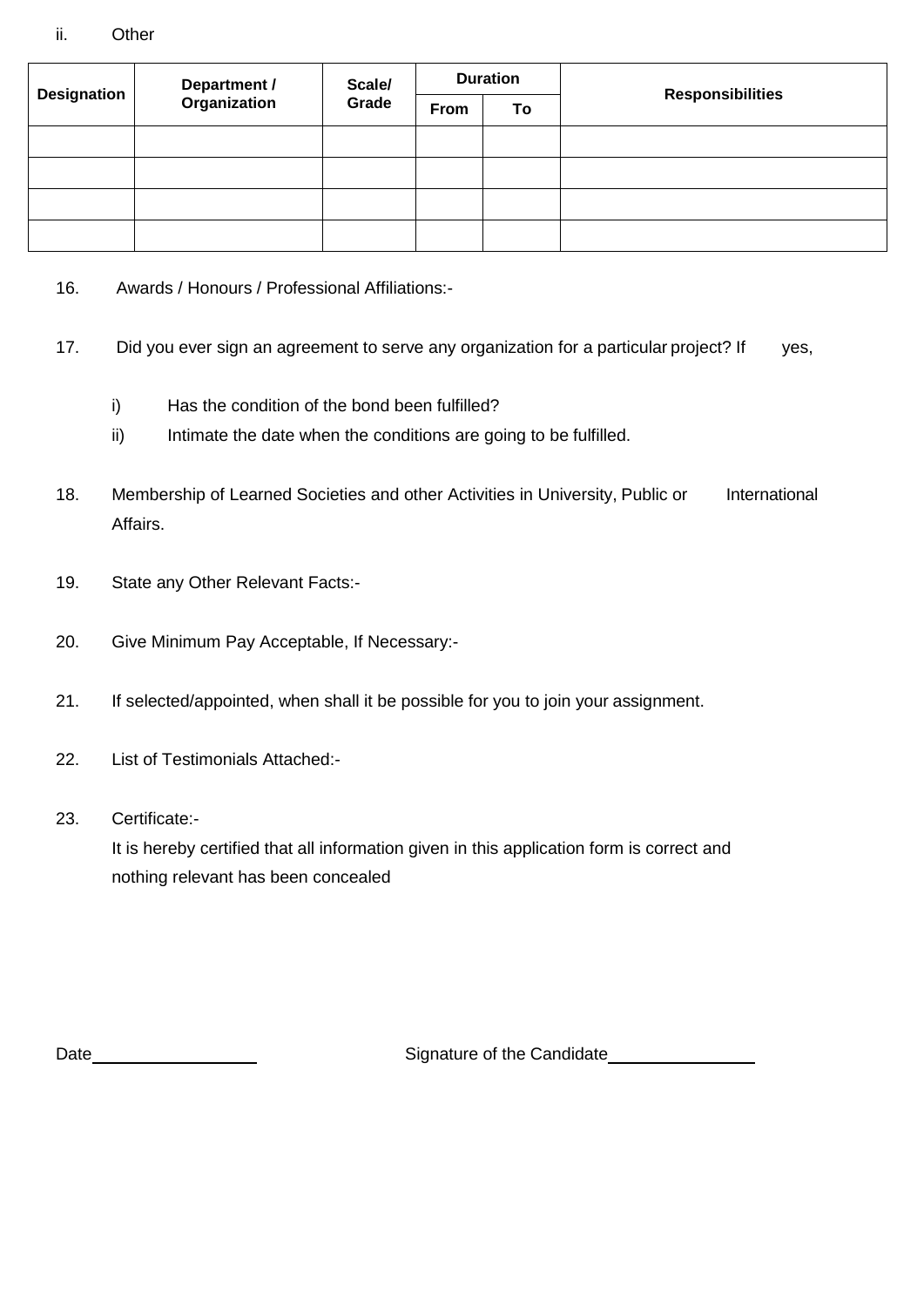ii. Other

| Designation | Department / Organization | Scale/ Grade | Duration | | Responsibilities |
|---|---|---|---|---|---|
| | | | From | To | |
| | | | | | |
| | | | | | |
| | | | | | |
| | | | | | |

16. Awards / Honours / Professional Affiliations:-

17. Did you ever sign an agreement to serve any organization for a particular project? If yes,

    i) Has the condition of the bond been fulfilled?
    
    ii) Intimate the date when the conditions are going to be fulfilled.

18. Membership of Learned Societies and other Activities in University, Public or International Affairs.

19. State any Other Relevant Facts:-

20. Give Minimum Pay Acceptable, If Necessary:-

21. If selected/appointed, when shall it be possible for you to join your assignment.

22. List of Testimonials Attached:-

23. Certificate:-
    It is hereby certified that all information given in this application form is correct and nothing relevant has been concealed

Date\_\_\_\_\_\_\_\_\_\_\_\_\_\_\_\_\_\_ Signature of the Candidate\_\_\_\_\_\_\_\_\_\_\_\_\_\_\_\_